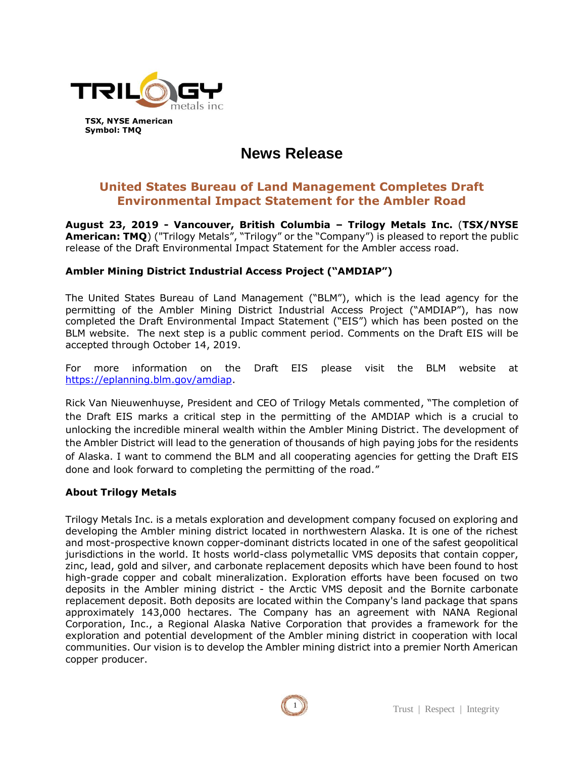TRILOGY metals inc

**TSX, NYSE American**
**Symbol: TMQ**

# News Release

## United States Bureau of Land Management Completes Draft Environmental Impact Statement for the Ambler Road

**August 23, 2019 - Vancouver, British Columbia – Trilogy Metals Inc.** (**TSX/NYSE American: TMQ**) ("Trilogy Metals", "Trilogy" or the "Company") is pleased to report the public release of the Draft Environmental Impact Statement for the Ambler access road.

### Ambler Mining District Industrial Access Project ("AMDIAP")

The United States Bureau of Land Management ("BLM"), which is the lead agency for the permitting of the Ambler Mining District Industrial Access Project ("AMDIAP"), has now completed the Draft Environmental Impact Statement ("EIS") which has been posted on the BLM website. The next step is a public comment period. Comments on the Draft EIS will be accepted through October 14, 2019.

For more information on the Draft EIS please visit the BLM website at https://eplanning.blm.gov/amdiap.

Rick Van Nieuwenhuyse, President and CEO of Trilogy Metals commented, "The completion of the Draft EIS marks a critical step in the permitting of the AMDIAP which is a crucial to unlocking the incredible mineral wealth within the Ambler Mining District. The development of the Ambler District will lead to the generation of thousands of high paying jobs for the residents of Alaska. I want to commend the BLM and all cooperating agencies for getting the Draft EIS done and look forward to completing the permitting of the road."

### About Trilogy Metals

Trilogy Metals Inc. is a metals exploration and development company focused on exploring and developing the Ambler mining district located in northwestern Alaska. It is one of the richest and most-prospective known copper-dominant districts located in one of the safest geopolitical jurisdictions in the world. It hosts world-class polymetallic VMS deposits that contain copper, zinc, lead, gold and silver, and carbonate replacement deposits which have been found to host high-grade copper and cobalt mineralization. Exploration efforts have been focused on two deposits in the Ambler mining district - the Arctic VMS deposit and the Bornite carbonate replacement deposit. Both deposits are located within the Company's land package that spans approximately 143,000 hectares. The Company has an agreement with NANA Regional Corporation, Inc., a Regional Alaska Native Corporation that provides a framework for the exploration and potential development of the Ambler mining district in cooperation with local communities. Our vision is to develop the Ambler mining district into a premier North American copper producer.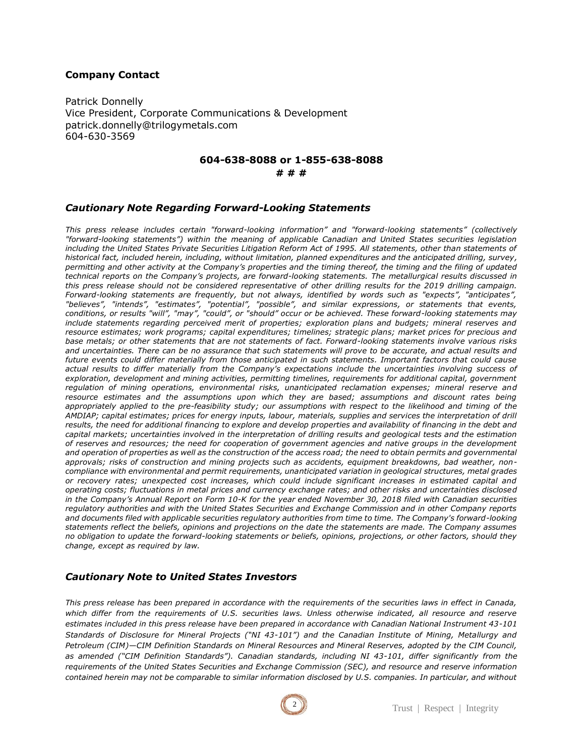**Company Contact**

Patrick Donnelly
Vice President, Corporate Communications & Development
patrick.donnelly@trilogymetals.com
604-630-3569

**604-638-8088 or 1-855-638-8088**
**# # #**

## *Cautionary Note Regarding Forward-Looking Statements*

*This press release includes certain "forward-looking information" and "forward-looking statements" (collectively "forward-looking statements") within the meaning of applicable Canadian and United States securities legislation including the United States Private Securities Litigation Reform Act of 1995. All statements, other than statements of historical fact, included herein, including, without limitation, planned expenditures and the anticipated drilling, survey, permitting and other activity at the Company's properties and the timing thereof, the timing and the filing of updated technical reports on the Company's projects, are forward-looking statements. The metallurgical results discussed in this press release should not be considered representative of other drilling results for the 2019 drilling campaign. Forward-looking statements are frequently, but not always, identified by words such as "expects", "anticipates", "believes", "intends", "estimates", "potential", "possible", and similar expressions, or statements that events, conditions, or results "will", "may", "could", or "should" occur or be achieved. These forward-looking statements may include statements regarding perceived merit of properties; exploration plans and budgets; mineral reserves and resource estimates; work programs; capital expenditures; timelines; strategic plans; market prices for precious and base metals; or other statements that are not statements of fact. Forward-looking statements involve various risks and uncertainties. There can be no assurance that such statements will prove to be accurate, and actual results and future events could differ materially from those anticipated in such statements. Important factors that could cause actual results to differ materially from the Company's expectations include the uncertainties involving success of exploration, development and mining activities, permitting timelines, requirements for additional capital, government regulation of mining operations, environmental risks, unanticipated reclamation expenses; mineral reserve and resource estimates and the assumptions upon which they are based; assumptions and discount rates being appropriately applied to the pre-feasibility study; our assumptions with respect to the likelihood and timing of the AMDIAP; capital estimates; prices for energy inputs, labour, materials, supplies and services the interpretation of drill results, the need for additional financing to explore and develop properties and availability of financing in the debt and capital markets; uncertainties involved in the interpretation of drilling results and geological tests and the estimation of reserves and resources; the need for cooperation of government agencies and native groups in the development and operation of properties as well as the construction of the access road; the need to obtain permits and governmental approvals; risks of construction and mining projects such as accidents, equipment breakdowns, bad weather, non-compliance with environmental and permit requirements, unanticipated variation in geological structures, metal grades or recovery rates; unexpected cost increases, which could include significant increases in estimated capital and operating costs; fluctuations in metal prices and currency exchange rates; and other risks and uncertainties disclosed in the Company's Annual Report on Form 10-K for the year ended November 30, 2018 filed with Canadian securities regulatory authorities and with the United States Securities and Exchange Commission and in other Company reports and documents filed with applicable securities regulatory authorities from time to time. The Company's forward-looking statements reflect the beliefs, opinions and projections on the date the statements are made. The Company assumes no obligation to update the forward-looking statements or beliefs, opinions, projections, or other factors, should they change, except as required by law.*

## *Cautionary Note to United States Investors*

*This press release has been prepared in accordance with the requirements of the securities laws in effect in Canada, which differ from the requirements of U.S. securities laws. Unless otherwise indicated, all resource and reserve estimates included in this press release have been prepared in accordance with Canadian National Instrument 43-101 Standards of Disclosure for Mineral Projects ("NI 43-101") and the Canadian Institute of Mining, Metallurgy and Petroleum (CIM)—CIM Definition Standards on Mineral Resources and Mineral Reserves, adopted by the CIM Council, as amended ("CIM Definition Standards"). Canadian standards, including NI 43-101, differ significantly from the requirements of the United States Securities and Exchange Commission (SEC), and resource and reserve information contained herein may not be comparable to similar information disclosed by U.S. companies. In particular, and without*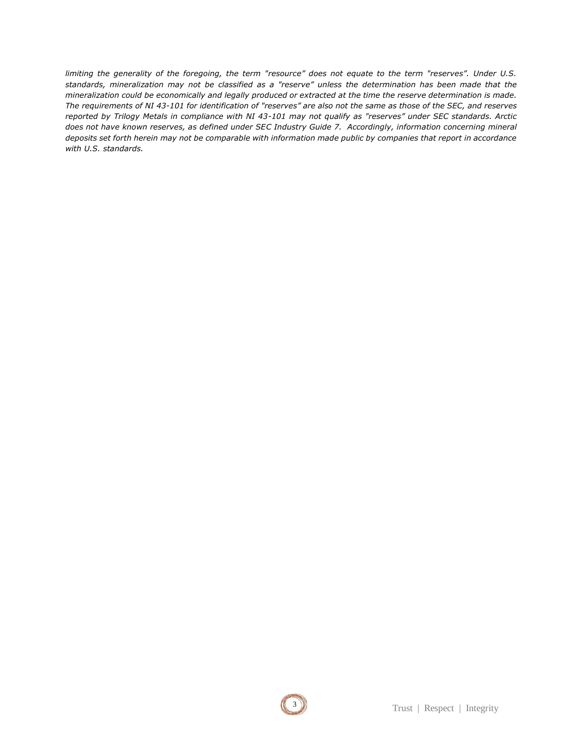*limiting the generality of the foregoing, the term "resource" does not equate to the term "reserves". Under U.S. standards, mineralization may not be classified as a "reserve" unless the determination has been made that the mineralization could be economically and legally produced or extracted at the time the reserve determination is made. The requirements of NI 43-101 for identification of "reserves" are also not the same as those of the SEC, and reserves reported by Trilogy Metals in compliance with NI 43-101 may not qualify as "reserves" under SEC standards. Arctic does not have known reserves, as defined under SEC Industry Guide 7. Accordingly, information concerning mineral deposits set forth herein may not be comparable with information made public by companies that report in accordance with U.S. standards.*